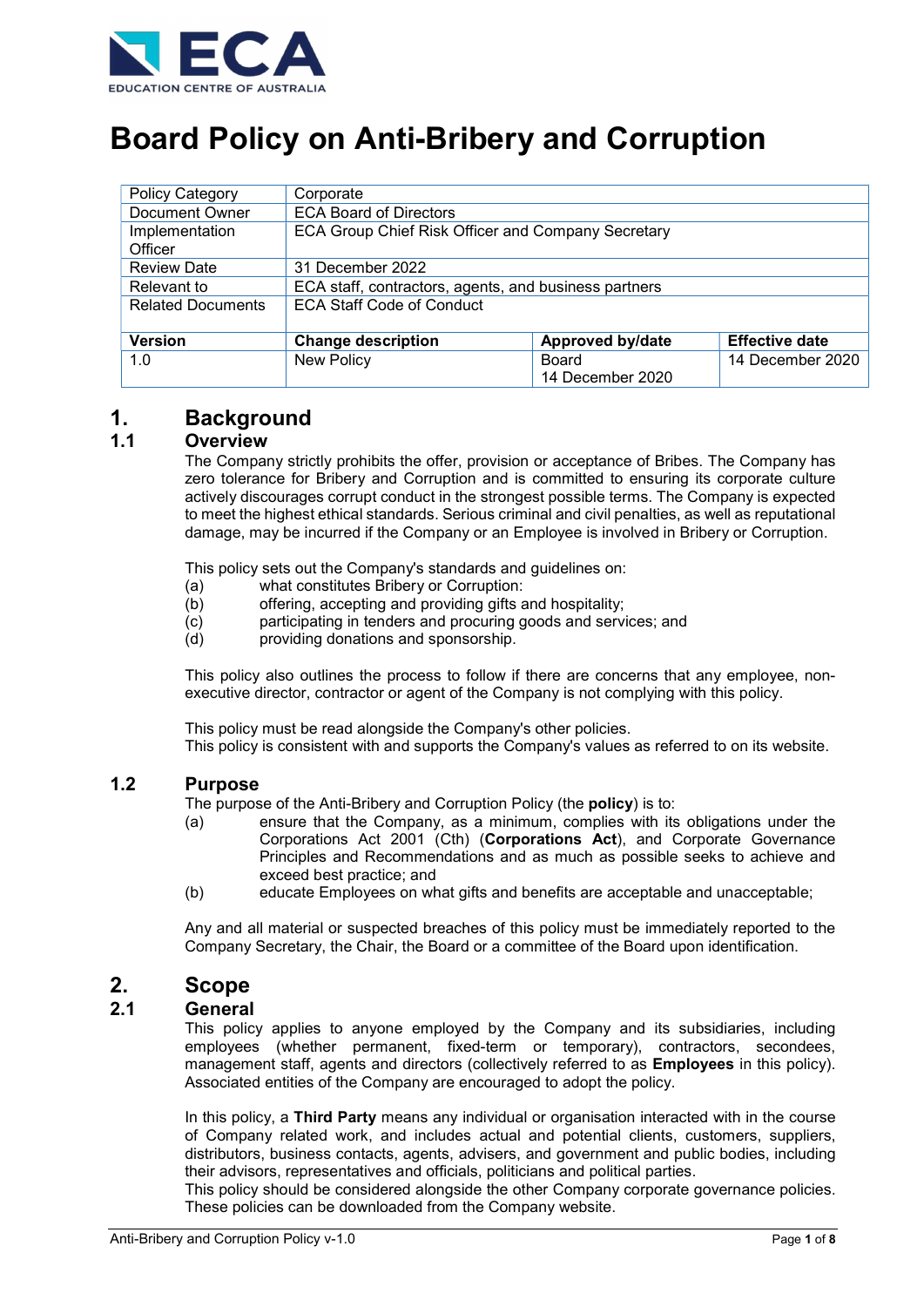ECA
EDUCATION CENTRE OF AUSTRALIA

# Board Policy on Anti-Bribery and Corruption

| Policy Category | Corporate | | |
|---|---|---|---|
| Document Owner | ECA Board of Directors | | |
| Implementation Officer | ECA Group Chief Risk Officer and Company Secretary | | |
| Review Date | 31 December 2022 | | |
| Relevant to | ECA staff, contractors, agents, and business partners | | |
| Related Documents | ECA Staff Code of Conduct | | |
| **Version** | **Change description** | **Approved by/date** | **Effective date** |
| 1.0 | New Policy | Board 14 December 2020 | 14 December 2020 |

## 1. Background

### 1.1 Overview

The Company strictly prohibits the offer, provision or acceptance of Bribes. The Company has zero tolerance for Bribery and Corruption and is committed to ensuring its corporate culture actively discourages corrupt conduct in the strongest possible terms. The Company is expected to meet the highest ethical standards. Serious criminal and civil penalties, as well as reputational damage, may be incurred if the Company or an Employee is involved in Bribery or Corruption.

This policy sets out the Company's standards and guidelines on:

(a) what constitutes Bribery or Corruption:

(b) offering, accepting and providing gifts and hospitality;

(c) participating in tenders and procuring goods and services; and

(d) providing donations and sponsorship.

This policy also outlines the process to follow if there are concerns that any employee, non-executive director, contractor or agent of the Company is not complying with this policy.

This policy must be read alongside the Company's other policies.
This policy is consistent with and supports the Company's values as referred to on its website.

### 1.2 Purpose

The purpose of the Anti-Bribery and Corruption Policy (the **policy**) is to:

(a) ensure that the Company, as a minimum, complies with its obligations under the Corporations Act 2001 (Cth) (**Corporations Act**), and Corporate Governance Principles and Recommendations and as much as possible seeks to achieve and exceed best practice; and

(b) educate Employees on what gifts and benefits are acceptable and unacceptable;

Any and all material or suspected breaches of this policy must be immediately reported to the Company Secretary, the Chair, the Board or a committee of the Board upon identification.

## 2. Scope

### 2.1 General

This policy applies to anyone employed by the Company and its subsidiaries, including employees (whether permanent, fixed-term or temporary), contractors, secondees, management staff, agents and directors (collectively referred to as **Employees** in this policy). Associated entities of the Company are encouraged to adopt the policy.

In this policy, a **Third Party** means any individual or organisation interacted with in the course of Company related work, and includes actual and potential clients, customers, suppliers, distributors, business contacts, agents, advisers, and government and public bodies, including their advisors, representatives and officials, politicians and political parties.
This policy should be considered alongside the other Company corporate governance policies. These policies can be downloaded from the Company website.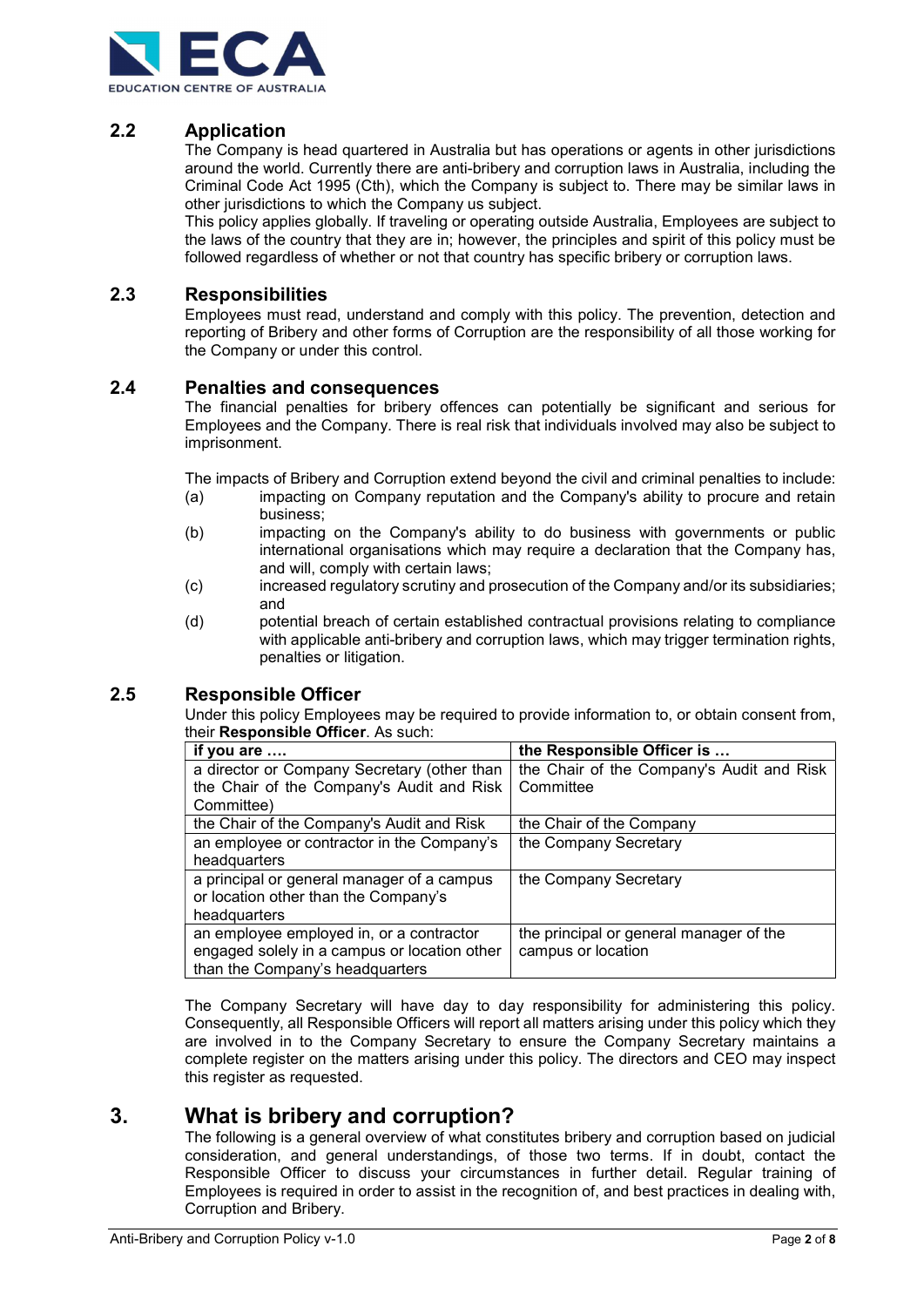## 2.2 Application

The Company is head quartered in Australia but has operations or agents in other jurisdictions around the world. Currently there are anti-bribery and corruption laws in Australia, including the Criminal Code Act 1995 (Cth), which the Company is subject to. There may be similar laws in other jurisdictions to which the Company us subject.

This policy applies globally. If traveling or operating outside Australia, Employees are subject to the laws of the country that they are in; however, the principles and spirit of this policy must be followed regardless of whether or not that country has specific bribery or corruption laws.

## 2.3 Responsibilities

Employees must read, understand and comply with this policy. The prevention, detection and reporting of Bribery and other forms of Corruption are the responsibility of all those working for the Company or under this control.

## 2.4 Penalties and consequences

The financial penalties for bribery offences can potentially be significant and serious for Employees and the Company. There is real risk that individuals involved may also be subject to imprisonment.

The impacts of Bribery and Corruption extend beyond the civil and criminal penalties to include:

(a) impacting on Company reputation and the Company's ability to procure and retain business;

(b) impacting on the Company's ability to do business with governments or public international organisations which may require a declaration that the Company has, and will, comply with certain laws;

(c) increased regulatory scrutiny and prosecution of the Company and/or its subsidiaries; and

(d) potential breach of certain established contractual provisions relating to compliance with applicable anti-bribery and corruption laws, which may trigger termination rights, penalties or litigation.

## 2.5 Responsible Officer

Under this policy Employees may be required to provide information to, or obtain consent from, their **Responsible Officer**. As such:

| if you are …. | the Responsible Officer is … |
|---|---|
| a director or Company Secretary (other than the Chair of the Company's Audit and Risk Committee) | the Chair of the Company's Audit and Risk Committee |
| the Chair of the Company's Audit and Risk | the Chair of the Company |
| an employee or contractor in the Company's headquarters | the Company Secretary |
| a principal or general manager of a campus or location other than the Company's headquarters | the Company Secretary |
| an employee employed in, or a contractor engaged solely in a campus or location other than the Company's headquarters | the principal or general manager of the campus or location |

The Company Secretary will have day to day responsibility for administering this policy. Consequently, all Responsible Officers will report all matters arising under this policy which they are involved in to the Company Secretary to ensure the Company Secretary maintains a complete register on the matters arising under this policy. The directors and CEO may inspect this register as requested.

# 3. What is bribery and corruption?

The following is a general overview of what constitutes bribery and corruption based on judicial consideration, and general understandings, of those two terms. If in doubt, contact the Responsible Officer to discuss your circumstances in further detail. Regular training of Employees is required in order to assist in the recognition of, and best practices in dealing with, Corruption and Bribery.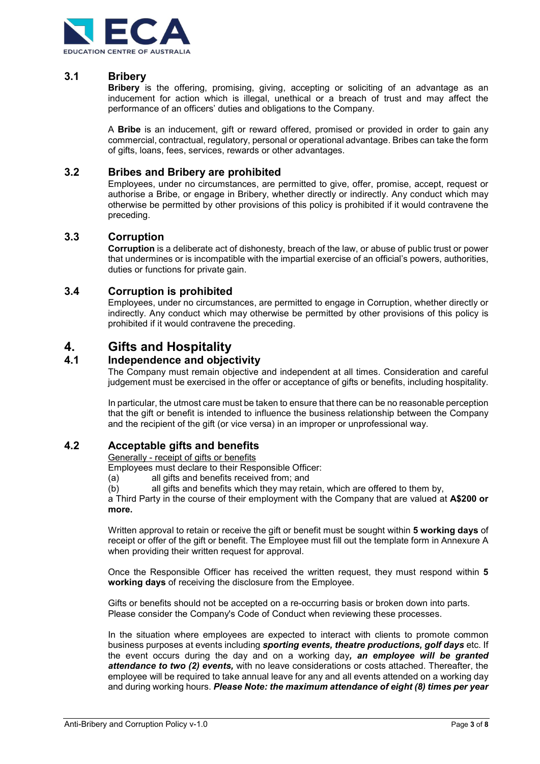### 3.1 Bribery

**Bribery** is the offering, promising, giving, accepting or soliciting of an advantage as an inducement for action which is illegal, unethical or a breach of trust and may affect the performance of an officers' duties and obligations to the Company.

A **Bribe** is an inducement, gift or reward offered, promised or provided in order to gain any commercial, contractual, regulatory, personal or operational advantage. Bribes can take the form of gifts, loans, fees, services, rewards or other advantages.

### 3.2 Bribes and Bribery are prohibited

Employees, under no circumstances, are permitted to give, offer, promise, accept, request or authorise a Bribe, or engage in Bribery, whether directly or indirectly. Any conduct which may otherwise be permitted by other provisions of this policy is prohibited if it would contravene the preceding.

### 3.3 Corruption

**Corruption** is a deliberate act of dishonesty, breach of the law, or abuse of public trust or power that undermines or is incompatible with the impartial exercise of an official's powers, authorities, duties or functions for private gain.

### 3.4 Corruption is prohibited

Employees, under no circumstances, are permitted to engage in Corruption, whether directly or indirectly. Any conduct which may otherwise be permitted by other provisions of this policy is prohibited if it would contravene the preceding.

## 4. Gifts and Hospitality

### 4.1 Independence and objectivity

The Company must remain objective and independent at all times. Consideration and careful judgement must be exercised in the offer or acceptance of gifts or benefits, including hospitality.

In particular, the utmost care must be taken to ensure that there can be no reasonable perception that the gift or benefit is intended to influence the business relationship between the Company and the recipient of the gift (or vice versa) in an improper or unprofessional way.

### 4.2 Acceptable gifts and benefits

<u>Generally - receipt of gifts or benefits</u>

Employees must declare to their Responsible Officer:

(a) all gifts and benefits received from; and

(b) all gifts and benefits which they may retain, which are offered to them by,

a Third Party in the course of their employment with the Company that are valued at **A$200 or more.**

Written approval to retain or receive the gift or benefit must be sought within **5 working days** of receipt or offer of the gift or benefit. The Employee must fill out the template form in Annexure A when providing their written request for approval.

Once the Responsible Officer has received the written request, they must respond within **5 working days** of receiving the disclosure from the Employee.

Gifts or benefits should not be accepted on a re-occurring basis or broken down into parts. Please consider the Company's Code of Conduct when reviewing these processes.

In the situation where employees are expected to interact with clients to promote common business purposes at events including ***sporting events, theatre productions, golf days*** etc. If the event occurs during the day and on a working day***, an employee will be granted attendance to two (2) events,*** with no leave considerations or costs attached. Thereafter, the employee will be required to take annual leave for any and all events attended on a working day and during working hours. ***Please Note: the maximum attendance of eight (8) times per year***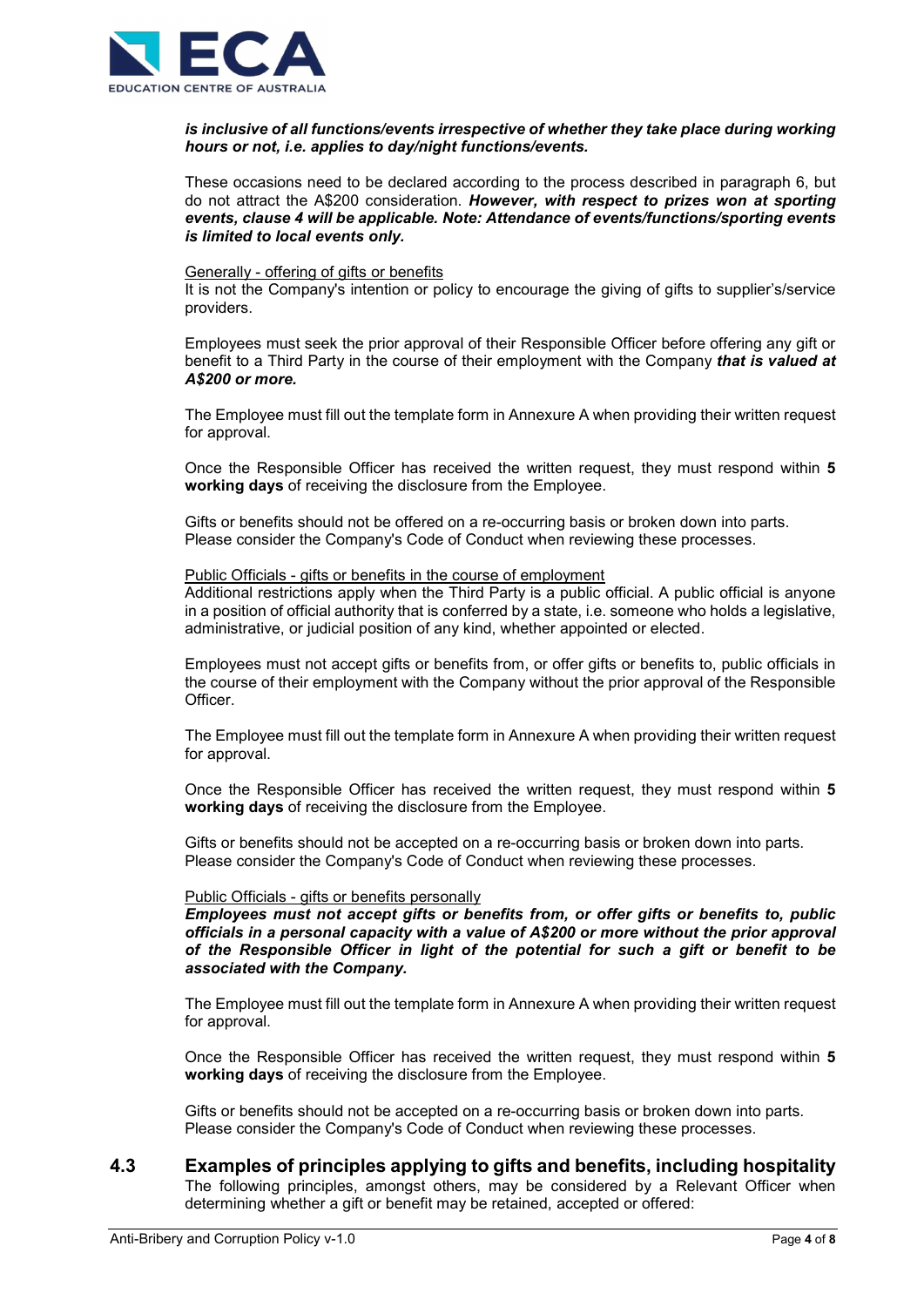***is inclusive of all functions/events irrespective of whether they take place during working hours or not, i.e. applies to day/night functions/events.***

These occasions need to be declared according to the process described in paragraph 6, but do not attract the A$200 consideration. ***However, with respect to prizes won at sporting events, clause 4 will be applicable. Note: Attendance of events/functions/sporting events is limited to local events only.***

<u>Generally - offering of gifts or benefits</u>
It is not the Company's intention or policy to encourage the giving of gifts to supplier's/service providers.

Employees must seek the prior approval of their Responsible Officer before offering any gift or benefit to a Third Party in the course of their employment with the Company ***that is valued at A$200 or more.***

The Employee must fill out the template form in Annexure A when providing their written request for approval.

Once the Responsible Officer has received the written request, they must respond within **5 working days** of receiving the disclosure from the Employee.

Gifts or benefits should not be offered on a re-occurring basis or broken down into parts.
Please consider the Company's Code of Conduct when reviewing these processes.

<u>Public Officials - gifts or benefits in the course of employment</u>
Additional restrictions apply when the Third Party is a public official. A public official is anyone in a position of official authority that is conferred by a state, i.e. someone who holds a legislative, administrative, or judicial position of any kind, whether appointed or elected.

Employees must not accept gifts or benefits from, or offer gifts or benefits to, public officials in the course of their employment with the Company without the prior approval of the Responsible Officer.

The Employee must fill out the template form in Annexure A when providing their written request for approval.

Once the Responsible Officer has received the written request, they must respond within **5 working days** of receiving the disclosure from the Employee.

Gifts or benefits should not be accepted on a re-occurring basis or broken down into parts.
Please consider the Company's Code of Conduct when reviewing these processes.

<u>Public Officials - gifts or benefits personally</u>
***Employees must not accept gifts or benefits from, or offer gifts or benefits to, public officials in a personal capacity with a value of A$200 or more without the prior approval of the Responsible Officer in light of the potential for such a gift or benefit to be associated with the Company.***

The Employee must fill out the template form in Annexure A when providing their written request for approval.

Once the Responsible Officer has received the written request, they must respond within **5 working days** of receiving the disclosure from the Employee.

Gifts or benefits should not be accepted on a re-occurring basis or broken down into parts.
Please consider the Company's Code of Conduct when reviewing these processes.

## 4.3 Examples of principles applying to gifts and benefits, including hospitality

The following principles, amongst others, may be considered by a Relevant Officer when determining whether a gift or benefit may be retained, accepted or offered: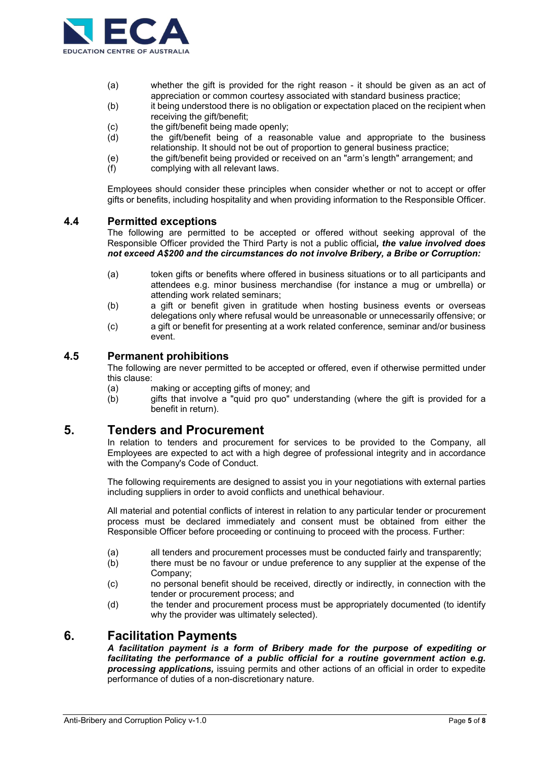(a) whether the gift is provided for the right reason - it should be given as an act of appreciation or common courtesy associated with standard business practice;

(b) it being understood there is no obligation or expectation placed on the recipient when receiving the gift/benefit;

(c) the gift/benefit being made openly;

(d) the gift/benefit being of a reasonable value and appropriate to the business relationship. It should not be out of proportion to general business practice;

(e) the gift/benefit being provided or received on an "arm's length" arrangement; and

(f) complying with all relevant laws.

Employees should consider these principles when consider whether or not to accept or offer gifts or benefits, including hospitality and when providing information to the Responsible Officer.

### 4.4 Permitted exceptions

The following are permitted to be accepted or offered without seeking approval of the Responsible Officer provided the Third Party is not a public official***, the value involved does not exceed A$200 and the circumstances do not involve Bribery, a Bribe or Corruption:***

(a) token gifts or benefits where offered in business situations or to all participants and attendees e.g. minor business merchandise (for instance a mug or umbrella) or attending work related seminars;

(b) a gift or benefit given in gratitude when hosting business events or overseas delegations only where refusal would be unreasonable or unnecessarily offensive; or

(c) a gift or benefit for presenting at a work related conference, seminar and/or business event.

### 4.5 Permanent prohibitions

The following are never permitted to be accepted or offered, even if otherwise permitted under this clause:

(a) making or accepting gifts of money; and

(b) gifts that involve a "quid pro quo" understanding (where the gift is provided for a benefit in return).

## 5. Tenders and Procurement

In relation to tenders and procurement for services to be provided to the Company, all Employees are expected to act with a high degree of professional integrity and in accordance with the Company's Code of Conduct.

The following requirements are designed to assist you in your negotiations with external parties including suppliers in order to avoid conflicts and unethical behaviour.

All material and potential conflicts of interest in relation to any particular tender or procurement process must be declared immediately and consent must be obtained from either the Responsible Officer before proceeding or continuing to proceed with the process. Further:

(a) all tenders and procurement processes must be conducted fairly and transparently;

(b) there must be no favour or undue preference to any supplier at the expense of the Company;

(c) no personal benefit should be received, directly or indirectly, in connection with the tender or procurement process; and

(d) the tender and procurement process must be appropriately documented (to identify why the provider was ultimately selected).

## 6. Facilitation Payments

***A facilitation payment is a form of Bribery made for the purpose of expediting or facilitating the performance of a public official for a routine government action e.g. processing applications,*** issuing permits and other actions of an official in order to expedite performance of duties of a non-discretionary nature.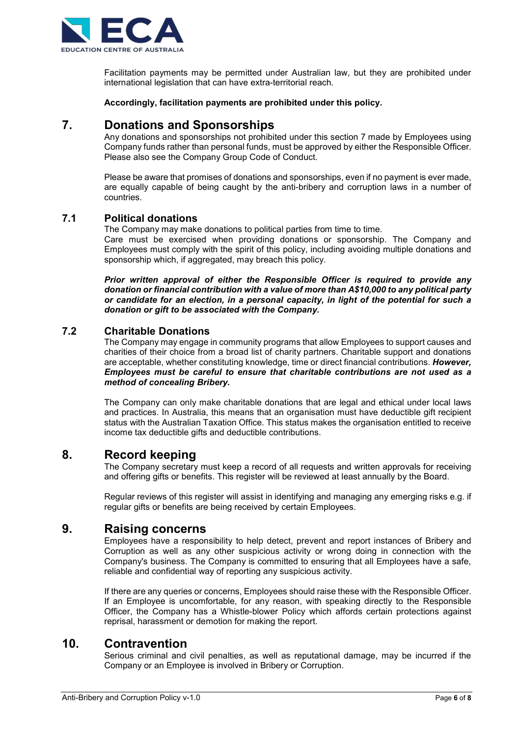Facilitation payments may be permitted under Australian law, but they are prohibited under international legislation that can have extra-territorial reach.

**Accordingly, facilitation payments are prohibited under this policy.**

## 7. Donations and Sponsorships

Any donations and sponsorships not prohibited under this section 7 made by Employees using Company funds rather than personal funds, must be approved by either the Responsible Officer. Please also see the Company Group Code of Conduct.

Please be aware that promises of donations and sponsorships, even if no payment is ever made, are equally capable of being caught by the anti-bribery and corruption laws in a number of countries.

### 7.1 Political donations

The Company may make donations to political parties from time to time.
Care must be exercised when providing donations or sponsorship. The Company and Employees must comply with the spirit of this policy, including avoiding multiple donations and sponsorship which, if aggregated, may breach this policy.

***Prior written approval of either the Responsible Officer is required to provide any donation or financial contribution with a value of more than A$10,000 to any political party or candidate for an election, in a personal capacity, in light of the potential for such a donation or gift to be associated with the Company.***

### 7.2 Charitable Donations

The Company may engage in community programs that allow Employees to support causes and charities of their choice from a broad list of charity partners. Charitable support and donations are acceptable, whether constituting knowledge, time or direct financial contributions. ***However, Employees must be careful to ensure that charitable contributions are not used as a method of concealing Bribery.***

The Company can only make charitable donations that are legal and ethical under local laws and practices. In Australia, this means that an organisation must have deductible gift recipient status with the Australian Taxation Office. This status makes the organisation entitled to receive income tax deductible gifts and deductible contributions.

## 8. Record keeping

The Company secretary must keep a record of all requests and written approvals for receiving and offering gifts or benefits. This register will be reviewed at least annually by the Board.

Regular reviews of this register will assist in identifying and managing any emerging risks e.g. if regular gifts or benefits are being received by certain Employees.

## 9. Raising concerns

Employees have a responsibility to help detect, prevent and report instances of Bribery and Corruption as well as any other suspicious activity or wrong doing in connection with the Company's business. The Company is committed to ensuring that all Employees have a safe, reliable and confidential way of reporting any suspicious activity.

If there are any queries or concerns, Employees should raise these with the Responsible Officer. If an Employee is uncomfortable, for any reason, with speaking directly to the Responsible Officer, the Company has a Whistle-blower Policy which affords certain protections against reprisal, harassment or demotion for making the report.

## 10. Contravention

Serious criminal and civil penalties, as well as reputational damage, may be incurred if the Company or an Employee is involved in Bribery or Corruption.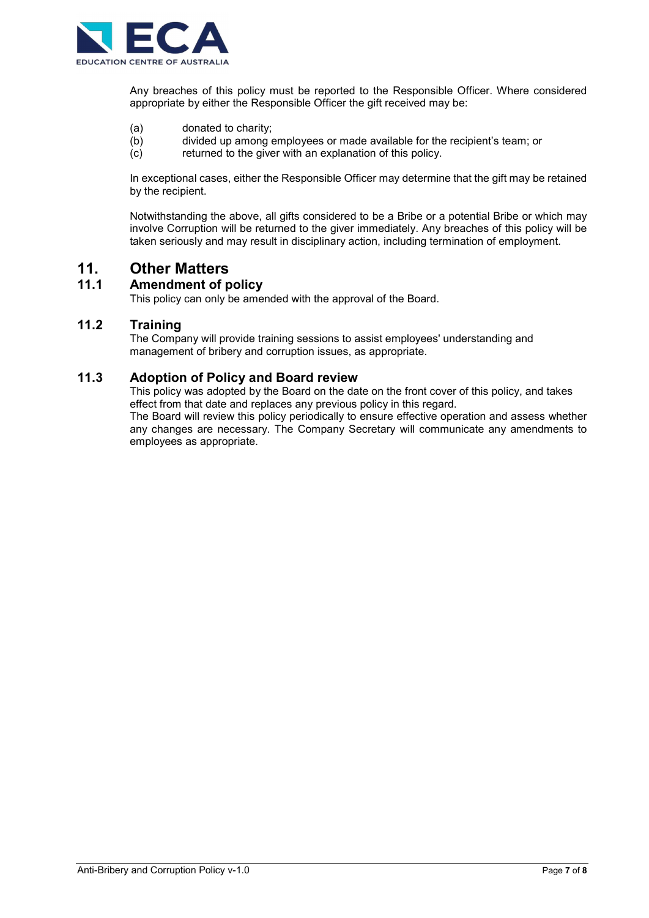Any breaches of this policy must be reported to the Responsible Officer. Where considered appropriate by either the Responsible Officer the gift received may be:

(a) donated to charity;
(b) divided up among employees or made available for the recipient's team; or
(c) returned to the giver with an explanation of this policy.

In exceptional cases, either the Responsible Officer may determine that the gift may be retained by the recipient.

Notwithstanding the above, all gifts considered to be a Bribe or a potential Bribe or which may involve Corruption will be returned to the giver immediately. Any breaches of this policy will be taken seriously and may result in disciplinary action, including termination of employment.

# 11. Other Matters

## 11.1 Amendment of policy

This policy can only be amended with the approval of the Board.

## 11.2 Training

The Company will provide training sessions to assist employees' understanding and management of bribery and corruption issues, as appropriate.

## 11.3 Adoption of Policy and Board review

This policy was adopted by the Board on the date on the front cover of this policy, and takes effect from that date and replaces any previous policy in this regard.
The Board will review this policy periodically to ensure effective operation and assess whether any changes are necessary. The Company Secretary will communicate any amendments to employees as appropriate.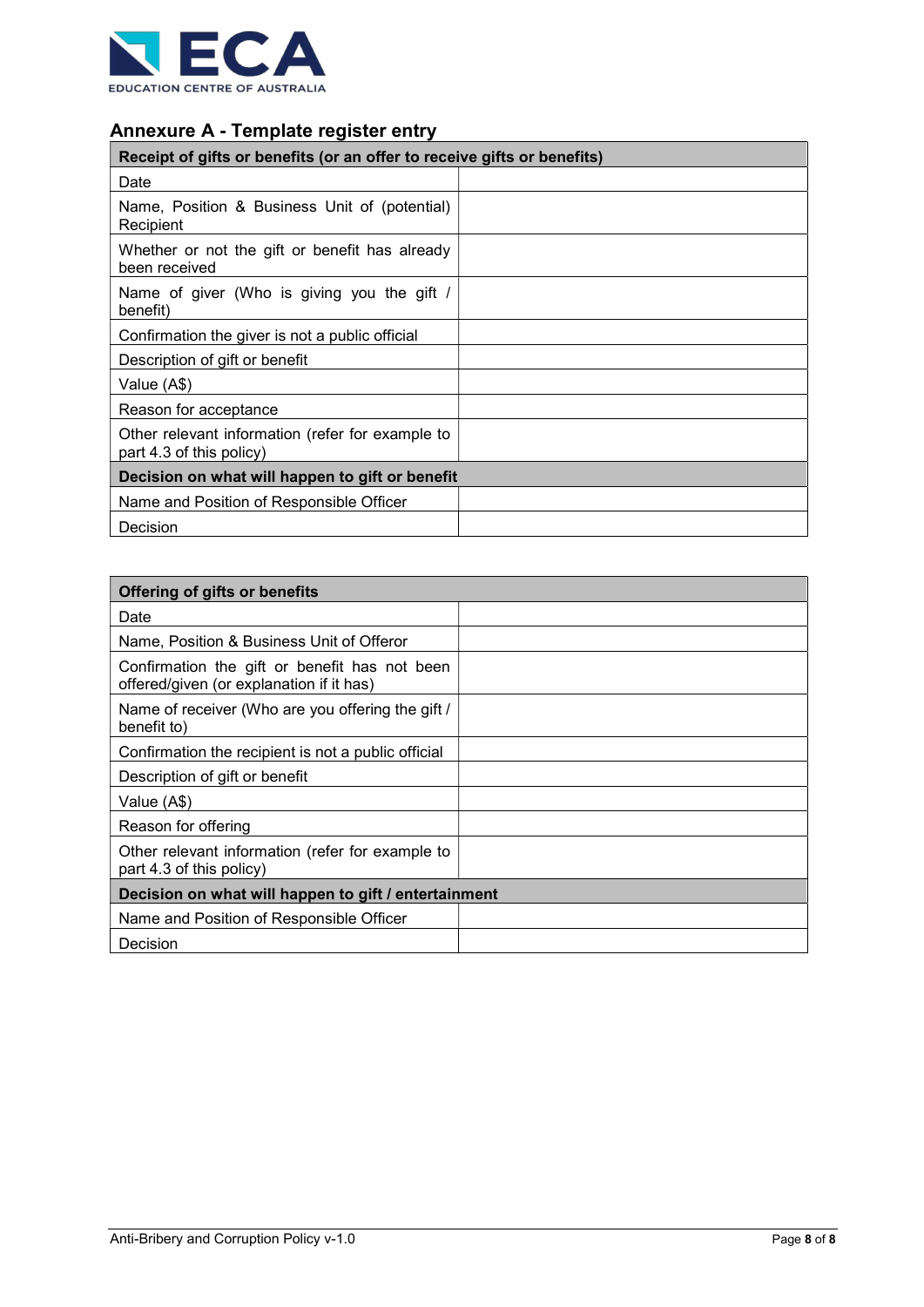## Annexure A - Template register entry

| **Receipt of gifts or benefits (or an offer to receive gifts or benefits)** | |
|---|---|
| Date | |
| Name, Position & Business Unit of (potential) Recipient | |
| Whether or not the gift or benefit has already been received | |
| Name of giver (Who is giving you the gift / benefit) | |
| Confirmation the giver is not a public official | |
| Description of gift or benefit | |
| Value (A$) | |
| Reason for acceptance | |
| Other relevant information (refer for example to part 4.3 of this policy) | |
| **Decision on what will happen to gift or benefit** | |
| Name and Position of Responsible Officer | |
| Decision | |

| **Offering of gifts or benefits** | |
|---|---|
| Date | |
| Name, Position & Business Unit of Offeror | |
| Confirmation the gift or benefit has not been offered/given (or explanation if it has) | |
| Name of receiver (Who are you offering the gift / benefit to) | |
| Confirmation the recipient is not a public official | |
| Description of gift or benefit | |
| Value (A$) | |
| Reason for offering | |
| Other relevant information (refer for example to part 4.3 of this policy) | |
| **Decision on what will happen to gift / entertainment** | |
| Name and Position of Responsible Officer | |
| Decision | |